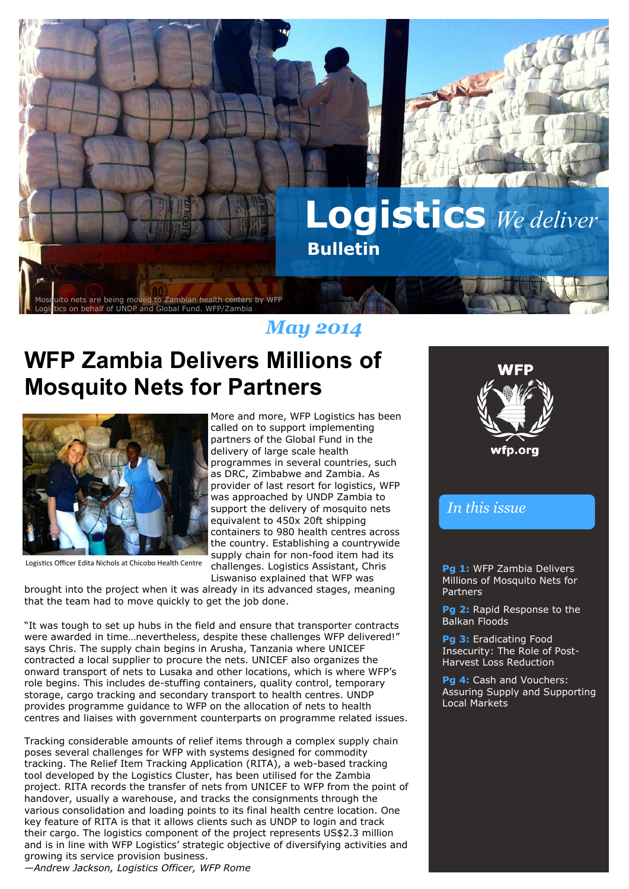# Logistics *We deliver*
**Bulletin**

Mosquito nets are being moved to Zambian health centers by WFP Logistics on behalf of UNDP and Global Fund. WFP/Zambia

*May 2014*

## WFP Zambia Delivers Millions of Mosquito Nets for Partners

Logistics Officer Edita Nichols at Chicobo Health Centre

More and more, WFP Logistics has been called on to support implementing partners of the Global Fund in the delivery of large scale health programmes in several countries, such as DRC, Zimbabwe and Zambia. As provider of last resort for logistics, WFP was approached by UNDP Zambia to support the delivery of mosquito nets equivalent to 450x 20ft shipping containers to 980 health centres across the country. Establishing a countrywide supply chain for non-food item had its challenges. Logistics Assistant, Chris Liswaniso explained that WFP was brought into the project when it was already in its advanced stages, meaning that the team had to move quickly to get the job done.

"It was tough to set up hubs in the field and ensure that transporter contracts were awarded in time…nevertheless, despite these challenges WFP delivered!" says Chris. The supply chain begins in Arusha, Tanzania where UNICEF contracted a local supplier to procure the nets. UNICEF also organizes the onward transport of nets to Lusaka and other locations, which is where WFP's role begins. This includes de-stuffing containers, quality control, temporary storage, cargo tracking and secondary transport to health centres. UNDP provides programme guidance to WFP on the allocation of nets to health centres and liaises with government counterparts on programme related issues.

Tracking considerable amounts of relief items through a complex supply chain poses several challenges for WFP with systems designed for commodity tracking. The Relief Item Tracking Application (RITA), a web-based tracking tool developed by the Logistics Cluster, has been utilised for the Zambia project. RITA records the transfer of nets from UNICEF to WFP from the point of handover, usually a warehouse, and tracks the consignments through the various consolidation and loading points to its final health centre location. One key feature of RITA is that it allows clients such as UNDP to login and track their cargo. The logistics component of the project represents US$2.3 million and is in line with WFP Logistics' strategic objective of diversifying activities and growing its service provision business.

*—Andrew Jackson, Logistics Officer, WFP Rome*

**WFP**

wfp.org

*In this issue*

**Pg 1:** WFP Zambia Delivers Millions of Mosquito Nets for Partners

**Pg 2:** Rapid Response to the Balkan Floods

**Pg 3:** Eradicating Food Insecurity: The Role of Post-Harvest Loss Reduction

**Pg 4:** Cash and Vouchers: Assuring Supply and Supporting Local Markets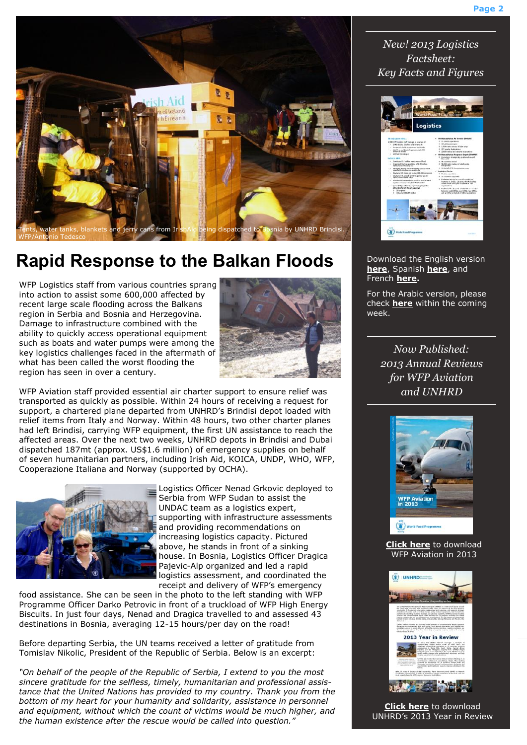Tents, water tanks, blankets and jerry cans from IrishAid being dispatched to Bosnia by UNHRD Brindisi. WFP/Antonio Tedesco

# Rapid Response to the Balkan Floods

WFP Logistics staff from various countries sprang into action to assist some 600,000 affected by recent large scale flooding across the Balkans region in Serbia and Bosnia and Herzegovina. Damage to infrastructure combined with the ability to quickly access operational equipment such as boats and water pumps were among the key logistics challenges faced in the aftermath of what has been called the worst flooding the region has seen in over a century.

WFP Aviation staff provided essential air charter support to ensure relief was transported as quickly as possible. Within 24 hours of receiving a request for support, a chartered plane departed from UNHRD's Brindisi depot loaded with relief items from Italy and Norway. Within 48 hours, two other charter planes had left Brindisi, carrying WFP equipment, the first UN assistance to reach the affected areas. Over the next two weeks, UNHRD depots in Brindisi and Dubai dispatched 187mt (approx. US$1.6 million) of emergency supplies on behalf of seven humanitarian partners, including Irish Aid, KOICA, UNDP, WHO, WFP, Cooperazione Italiana and Norway (supported by OCHA).

Logistics Officer Nenad Grkovic deployed to Serbia from WFP Sudan to assist the UNDAC team as a logistics expert, supporting with infrastructure assessments and providing recommendations on increasing logistics capacity. Pictured above, he stands in front of a sinking house. In Bosnia, Logistics Officer Dragica Pajevic-Alp organized and led a rapid logistics assessment, and coordinated the receipt and delivery of WFP's emergency food assistance. She can be seen in the photo to the left standing with WFP Programme Officer Darko Petrovic in front of a truckload of WFP High Energy Biscuits. In just four days, Nenad and Dragica travelled to and assessed 43 destinations in Bosnia, averaging 12-15 hours/per day on the road!

Before departing Serbia, the UN teams received a letter of gratitude from Tomislav Nikolic, President of the Republic of Serbia. Below is an excerpt:

*"On behalf of the people of the Republic of Serbia, I extend to you the most sincere gratitude for the selfless, timely, humanitarian and professional assistance that the United Nations has provided to my country. Thank you from the bottom of my heart for your humanity and solidarity, assistance in personnel and equipment, without which the count of victims would be much higher, and the human existence after the rescue would be called into question."*

---

*New! 2013 Logistics Factsheet: Key Facts and Figures*

Download the English version **here**, Spanish **here**, and French **here.**

For the Arabic version, please check **here** within the coming week.

*Now Published: 2013 Annual Reviews for WFP Aviation and UNHRD*

**Click here** to download WFP Aviation in 2013

**Click here** to download UNHRD's 2013 Year in Review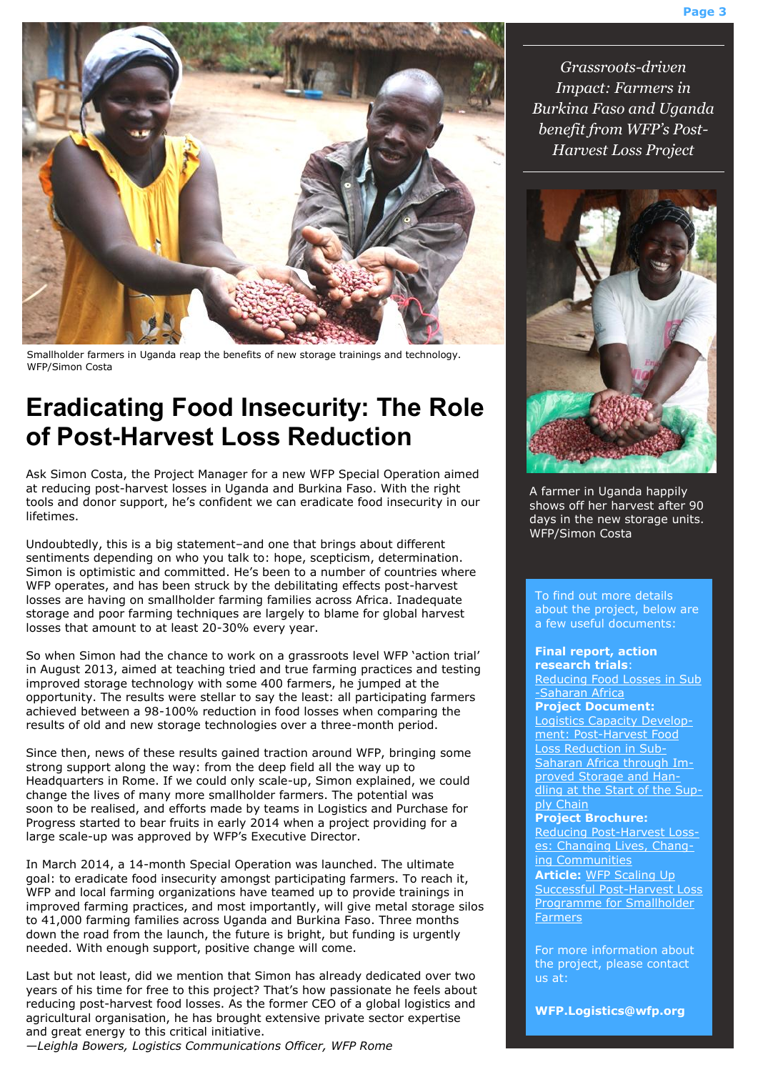Smallholder farmers in Uganda reap the benefits of new storage trainings and technology. WFP/Simon Costa

# Eradicating Food Insecurity: The Role of Post-Harvest Loss Reduction

Ask Simon Costa, the Project Manager for a new WFP Special Operation aimed at reducing post-harvest losses in Uganda and Burkina Faso. With the right tools and donor support, he's confident we can eradicate food insecurity in our lifetimes.

Undoubtedly, this is a big statement–and one that brings about different sentiments depending on who you talk to: hope, scepticism, determination. Simon is optimistic and committed. He's been to a number of countries where WFP operates, and has been struck by the debilitating effects post-harvest losses are having on smallholder farming families across Africa. Inadequate storage and poor farming techniques are largely to blame for global harvest losses that amount to at least 20-30% every year.

So when Simon had the chance to work on a grassroots level WFP 'action trial' in August 2013, aimed at teaching tried and true farming practices and testing improved storage technology with some 400 farmers, he jumped at the opportunity. The results were stellar to say the least: all participating farmers achieved between a 98-100% reduction in food losses when comparing the results of old and new storage technologies over a three-month period.

Since then, news of these results gained traction around WFP, bringing some strong support along the way: from the deep field all the way up to Headquarters in Rome. If we could only scale-up, Simon explained, we could change the lives of many more smallholder farmers. The potential was soon to be realised, and efforts made by teams in Logistics and Purchase for Progress started to bear fruits in early 2014 when a project providing for a large scale-up was approved by WFP's Executive Director.

In March 2014, a 14-month Special Operation was launched. The ultimate goal: to eradicate food insecurity amongst participating farmers. To reach it, WFP and local farming organizations have teamed up to provide trainings in improved farming practices, and most importantly, will give metal storage silos to 41,000 farming families across Uganda and Burkina Faso. Three months down the road from the launch, the future is bright, but funding is urgently needed. With enough support, positive change will come.

Last but not least, did we mention that Simon has already dedicated over two years of his time for free to this project? That's how passionate he feels about reducing post-harvest food losses. As the former CEO of a global logistics and agricultural organisation, he has brought extensive private sector expertise and great energy to this critical initiative.

*—Leighla Bowers, Logistics Communications Officer, WFP Rome*

*Grassroots-driven Impact: Farmers in Burkina Faso and Uganda benefit from WFP's Post-Harvest Loss Project*

A farmer in Uganda happily shows off her harvest after 90 days in the new storage units. WFP/Simon Costa

To find out more details about the project, below are a few useful documents:

**Final report, action research trials**: Reducing Food Losses in Sub-Saharan Africa
**Project Document:** Logistics Capacity Development: Post-Harvest Food Loss Reduction in Sub-Saharan Africa through Improved Storage and Handling at the Start of the Supply Chain
**Project Brochure:** Reducing Post-Harvest Losses: Changing Lives, Changing Communities
**Article:** WFP Scaling Up Successful Post-Harvest Loss Programme for Smallholder Farmers

For more information about the project, please contact us at:

**WFP.Logistics@wfp.org**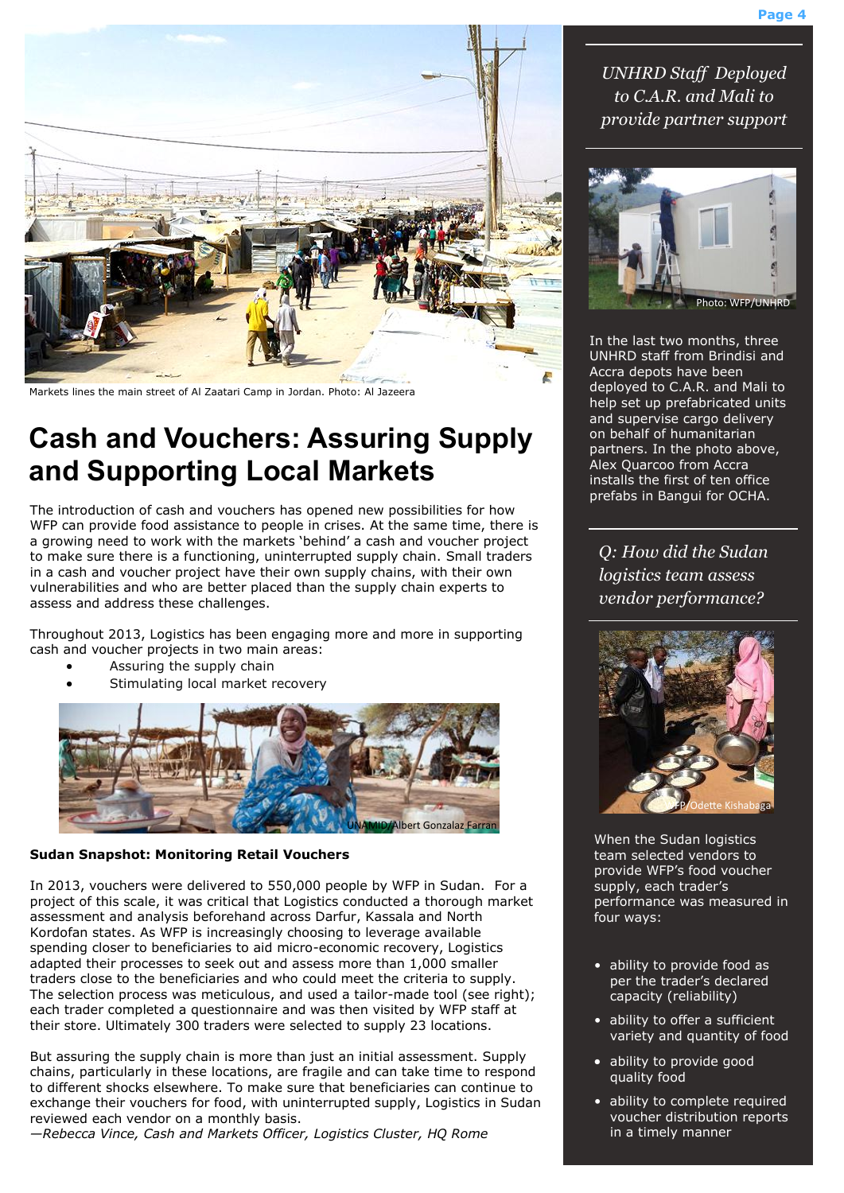Markets lines the main street of Al Zaatari Camp in Jordan. Photo: Al Jazeera

# Cash and Vouchers: Assuring Supply and Supporting Local Markets

The introduction of cash and vouchers has opened new possibilities for how WFP can provide food assistance to people in crises. At the same time, there is a growing need to work with the markets 'behind' a cash and voucher project to make sure there is a functioning, uninterrupted supply chain. Small traders in a cash and voucher project have their own supply chains, with their own vulnerabilities and who are better placed than the supply chain experts to assess and address these challenges.

Throughout 2013, Logistics has been engaging more and more in supporting cash and voucher projects in two main areas:

- Assuring the supply chain
- Stimulating local market recovery

UNAMID/Albert Gonzalez Farran

**Sudan Snapshot: Monitoring Retail Vouchers**

In 2013, vouchers were delivered to 550,000 people by WFP in Sudan. For a project of this scale, it was critical that Logistics conducted a thorough market assessment and analysis beforehand across Darfur, Kassala and North Kordofan states. As WFP is increasingly choosing to leverage available spending closer to beneficiaries to aid micro-economic recovery, Logistics adapted their processes to seek out and assess more than 1,000 smaller traders close to the beneficiaries and who could meet the criteria to supply. The selection process was meticulous, and used a tailor-made tool (see right); each trader completed a questionnaire and was then visited by WFP staff at their store. Ultimately 300 traders were selected to supply 23 locations.

But assuring the supply chain is more than just an initial assessment. Supply chains, particularly in these locations, are fragile and can take time to respond to different shocks elsewhere. To make sure that beneficiaries can continue to exchange their vouchers for food, with uninterrupted supply, Logistics in Sudan reviewed each vendor on a monthly basis.

*—Rebecca Vince, Cash and Markets Officer, Logistics Cluster, HQ Rome*

*UNHRD Staff Deployed to C.A.R. and Mali to provide partner support*

Photo: WFP/UNHRD

In the last two months, three UNHRD staff from Brindisi and Accra depots have been deployed to C.A.R. and Mali to help set up prefabricated units and supervise cargo delivery on behalf of humanitarian partners. In the photo above, Alex Quarcoo from Accra installs the first of ten office prefabs in Bangui for OCHA.

*Q: How did the Sudan logistics team assess vendor performance?*

WFP/Odette Kishabaga

When the Sudan logistics team selected vendors to provide WFP's food voucher supply, each trader's performance was measured in four ways:

- ability to provide food as per the trader's declared capacity (reliability)
- ability to offer a sufficient variety and quantity of food
- ability to provide good quality food
- ability to complete required voucher distribution reports in a timely manner